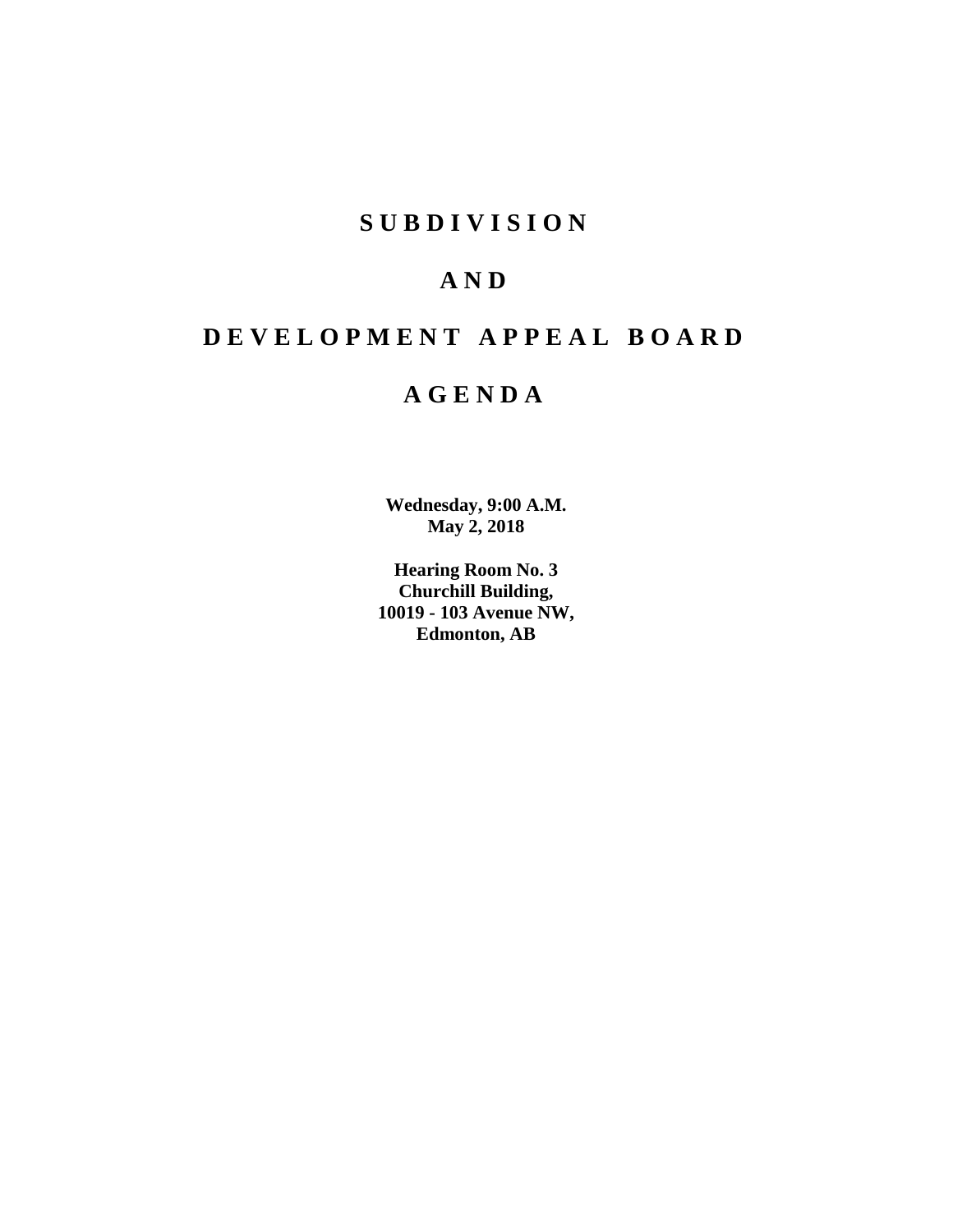# S U B D I V I S I O N

# A N D

# D E V E L O P M E N T A P P E A L B O A R D

# A G E N D A

**Wednesday, 9:00 A.M.**
**May 2, 2018**

**Hearing Room No. 3**
**Churchill Building,**
**10019 - 103 Avenue NW,**
**Edmonton, AB**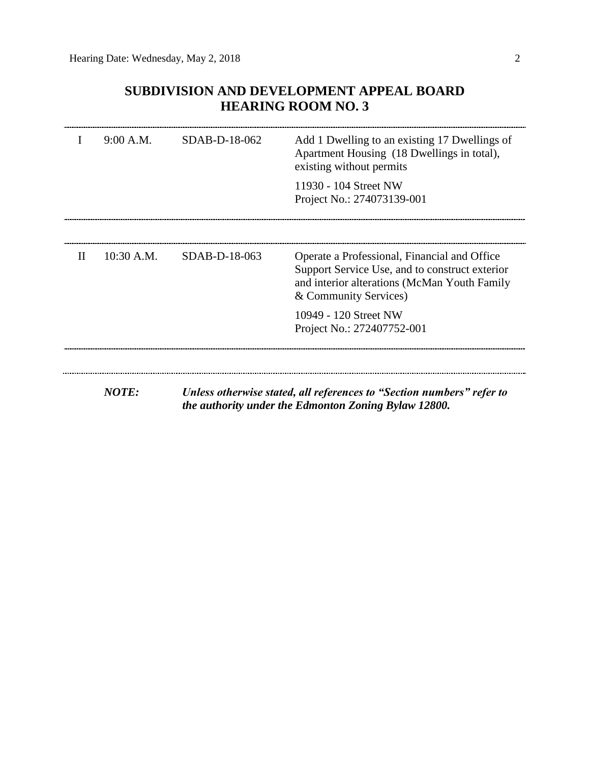## SUBDIVISION AND DEVELOPMENT APPEAL BOARD
## HEARING ROOM NO. 3

| | | | |
|---|---|---|---|
| I | 9:00 A.M. | SDAB-D-18-062 | Add 1 Dwelling to an existing 17 Dwellings of Apartment Housing (18 Dwellings in total), existing without permits<br><br>11930 - 104 Street NW<br>Project No.: 274073139-001 |
| II | 10:30 A.M. | SDAB-D-18-063 | Operate a Professional, Financial and Office Support Service Use, and to construct exterior and interior alterations (McMan Youth Family & Community Services)<br><br>10949 - 120 Street NW<br>Project No.: 272407752-001 |

***NOTE:*** ***Unless otherwise stated, all references to "Section numbers" refer to the authority under the Edmonton Zoning Bylaw 12800.***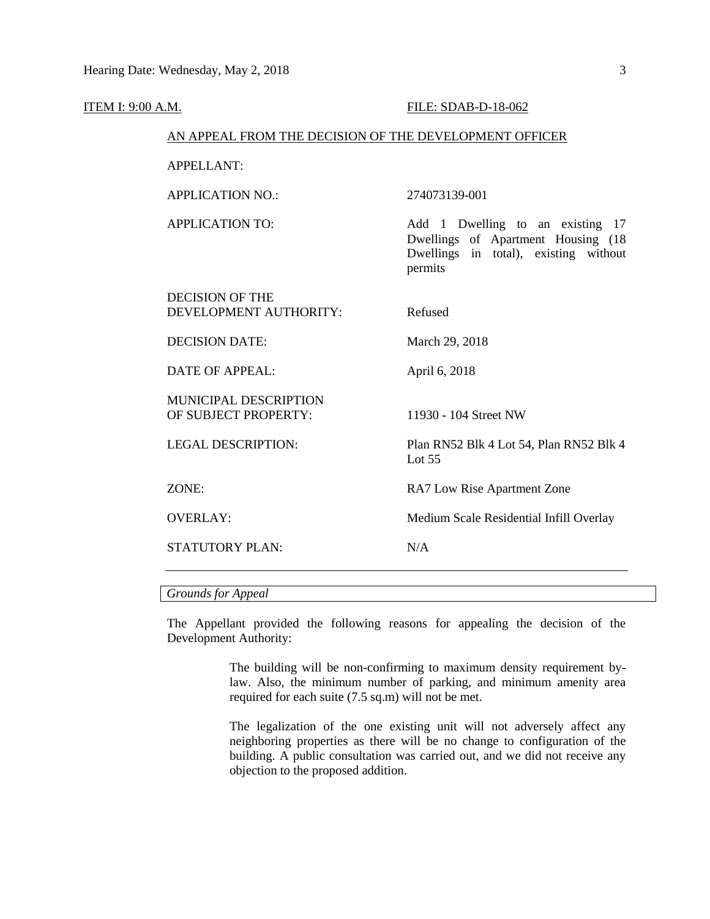ITEM I: 9:00 A.M. FILE: SDAB-D-18-062

AN APPEAL FROM THE DECISION OF THE DEVELOPMENT OFFICER

| | |
|---|---|
| APPELLANT: | |
| APPLICATION NO.: | 274073139-001 |
| APPLICATION TO: | Add 1 Dwelling to an existing 17 Dwellings of Apartment Housing (18 Dwellings in total), existing without permits |
| DECISION OF THE DEVELOPMENT AUTHORITY: | Refused |
| DECISION DATE: | March 29, 2018 |
| DATE OF APPEAL: | April 6, 2018 |
| MUNICIPAL DESCRIPTION OF SUBJECT PROPERTY: | 11930 - 104 Street NW |
| LEGAL DESCRIPTION: | Plan RN52 Blk 4 Lot 54, Plan RN52 Blk 4 Lot 55 |
| ZONE: | RA7 Low Rise Apartment Zone |
| OVERLAY: | Medium Scale Residential Infill Overlay |
| STATUTORY PLAN: | N/A |

*Grounds for Appeal*

The Appellant provided the following reasons for appealing the decision of the Development Authority:

> The building will be non-confirming to maximum density requirement by-law. Also, the minimum number of parking, and minimum amenity area required for each suite (7.5 sq.m) will not be met.
>
> The legalization of the one existing unit will not adversely affect any neighboring properties as there will be no change to configuration of the building. A public consultation was carried out, and we did not receive any objection to the proposed addition.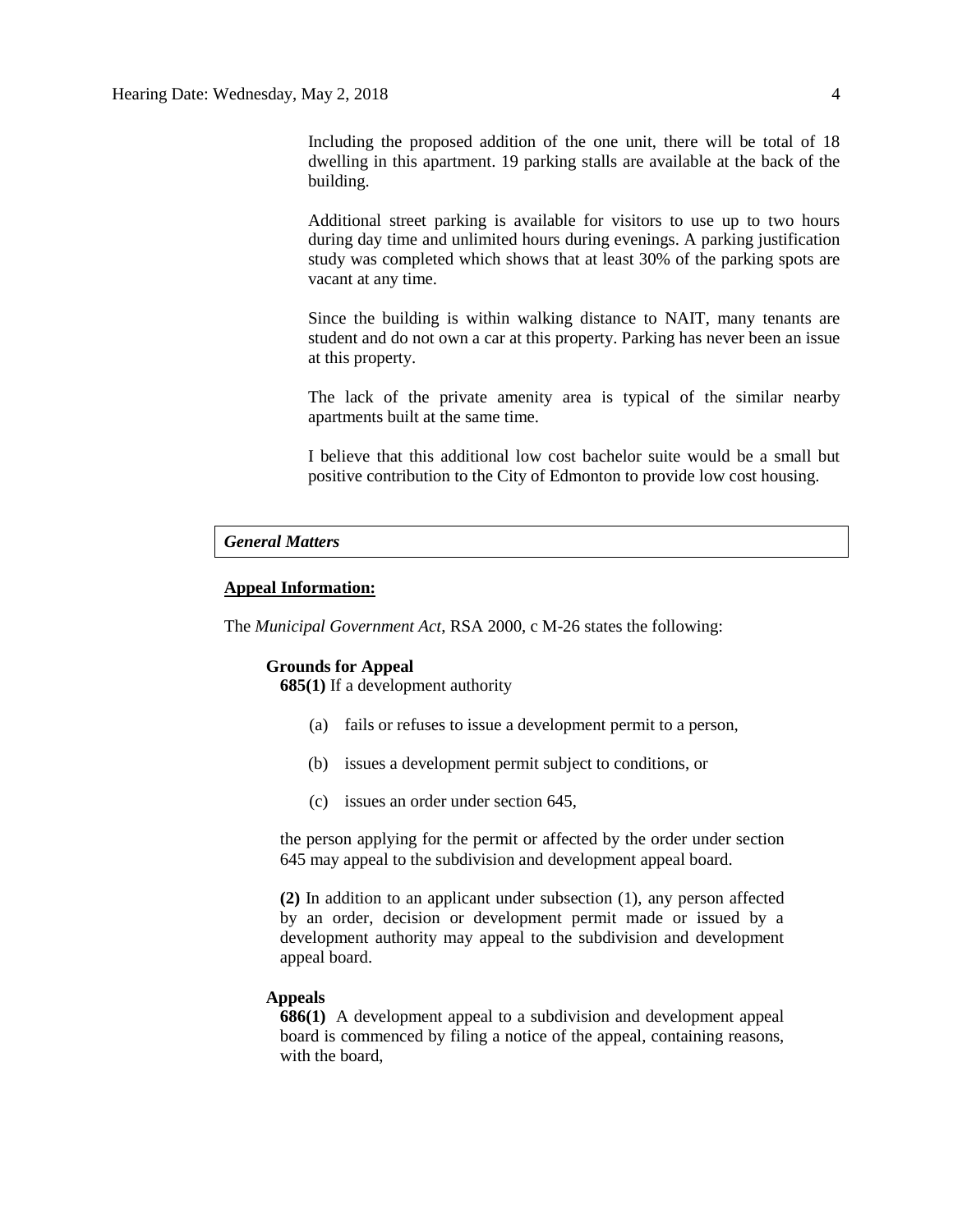Including the proposed addition of the one unit, there will be total of 18 dwelling in this apartment. 19 parking stalls are available at the back of the building.

Additional street parking is available for visitors to use up to two hours during day time and unlimited hours during evenings. A parking justification study was completed which shows that at least 30% of the parking spots are vacant at any time.

Since the building is within walking distance to NAIT, many tenants are student and do not own a car at this property. Parking has never been an issue at this property.

The lack of the private amenity area is typical of the similar nearby apartments built at the same time.

I believe that this additional low cost bachelor suite would be a small but positive contribution to the City of Edmonton to provide low cost housing.

## *General Matters*

**Appeal Information:**

The *Municipal Government Act*, RSA 2000, c M-26 states the following:

**Grounds for Appeal**

**685(1)** If a development authority

(a) fails or refuses to issue a development permit to a person,

(b) issues a development permit subject to conditions, or

(c) issues an order under section 645,

the person applying for the permit or affected by the order under section 645 may appeal to the subdivision and development appeal board.

**(2)** In addition to an applicant under subsection (1), any person affected by an order, decision or development permit made or issued by a development authority may appeal to the subdivision and development appeal board.

**Appeals**

**686(1)** A development appeal to a subdivision and development appeal board is commenced by filing a notice of the appeal, containing reasons, with the board,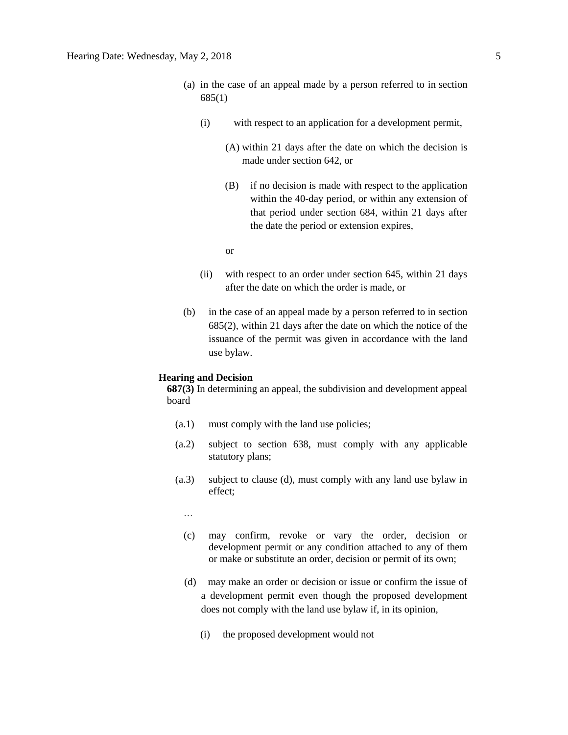(a) in the case of an appeal made by a person referred to in section 685(1)

(i) with respect to an application for a development permit,

(A) within 21 days after the date on which the decision is made under section 642, or

(B) if no decision is made with respect to the application within the 40-day period, or within any extension of that period under section 684, within 21 days after the date the period or extension expires,

or

(ii) with respect to an order under section 645, within 21 days after the date on which the order is made, or

(b) in the case of an appeal made by a person referred to in section 685(2), within 21 days after the date on which the notice of the issuance of the permit was given in accordance with the land use bylaw.

**Hearing and Decision**

**687(3)** In determining an appeal, the subdivision and development appeal board

(a.1) must comply with the land use policies;

(a.2) subject to section 638, must comply with any applicable statutory plans;

(a.3) subject to clause (d), must comply with any land use bylaw in effect;

…

(c) may confirm, revoke or vary the order, decision or development permit or any condition attached to any of them or make or substitute an order, decision or permit of its own;

(d) may make an order or decision or issue or confirm the issue of a development permit even though the proposed development does not comply with the land use bylaw if, in its opinion,

(i) the proposed development would not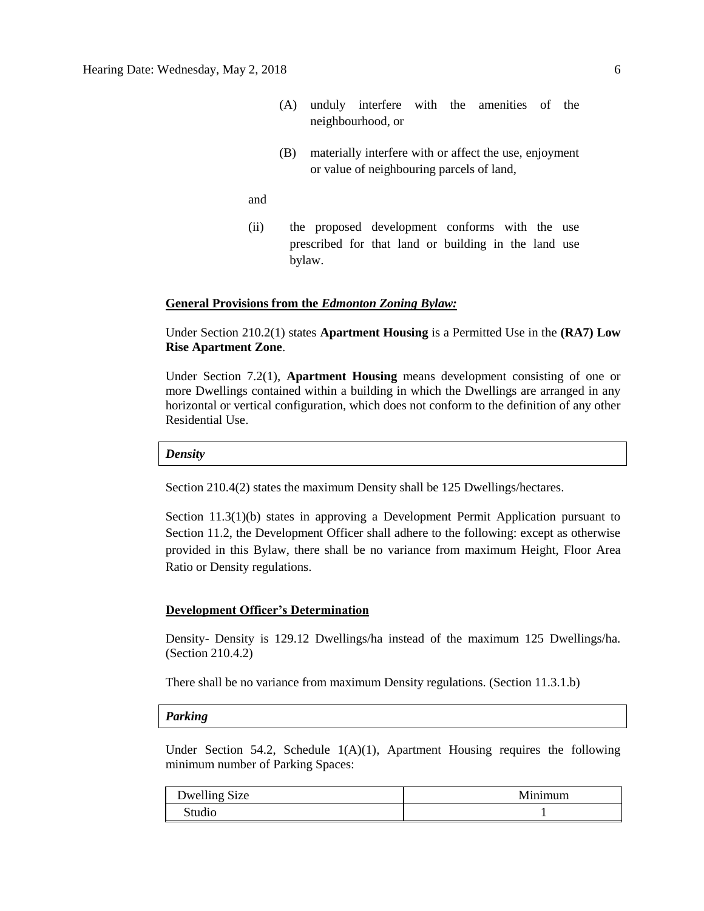(A) unduly interfere with the amenities of the neighbourhood, or

(B) materially interfere with or affect the use, enjoyment or value of neighbouring parcels of land,

and

(ii) the proposed development conforms with the use prescribed for that land or building in the land use bylaw.

**General Provisions from the *Edmonton Zoning Bylaw:***

Under Section 210.2(1) states **Apartment Housing** is a Permitted Use in the **(RA7) Low Rise Apartment Zone**.

Under Section 7.2(1), **Apartment Housing** means development consisting of one or more Dwellings contained within a building in which the Dwellings are arranged in any horizontal or vertical configuration, which does not conform to the definition of any other Residential Use.

***Density***

Section 210.4(2) states the maximum Density shall be 125 Dwellings/hectares.

Section 11.3(1)(b) states in approving a Development Permit Application pursuant to Section 11.2, the Development Officer shall adhere to the following: except as otherwise provided in this Bylaw, there shall be no variance from maximum Height, Floor Area Ratio or Density regulations.

**Development Officer's Determination**

Density- Density is 129.12 Dwellings/ha instead of the maximum 125 Dwellings/ha. (Section 210.4.2)

There shall be no variance from maximum Density regulations. (Section 11.3.1.b)

***Parking***

Under Section 54.2, Schedule 1(A)(1), Apartment Housing requires the following minimum number of Parking Spaces:

| Dwelling Size | Minimum |
|---|---|
| Studio | 1 |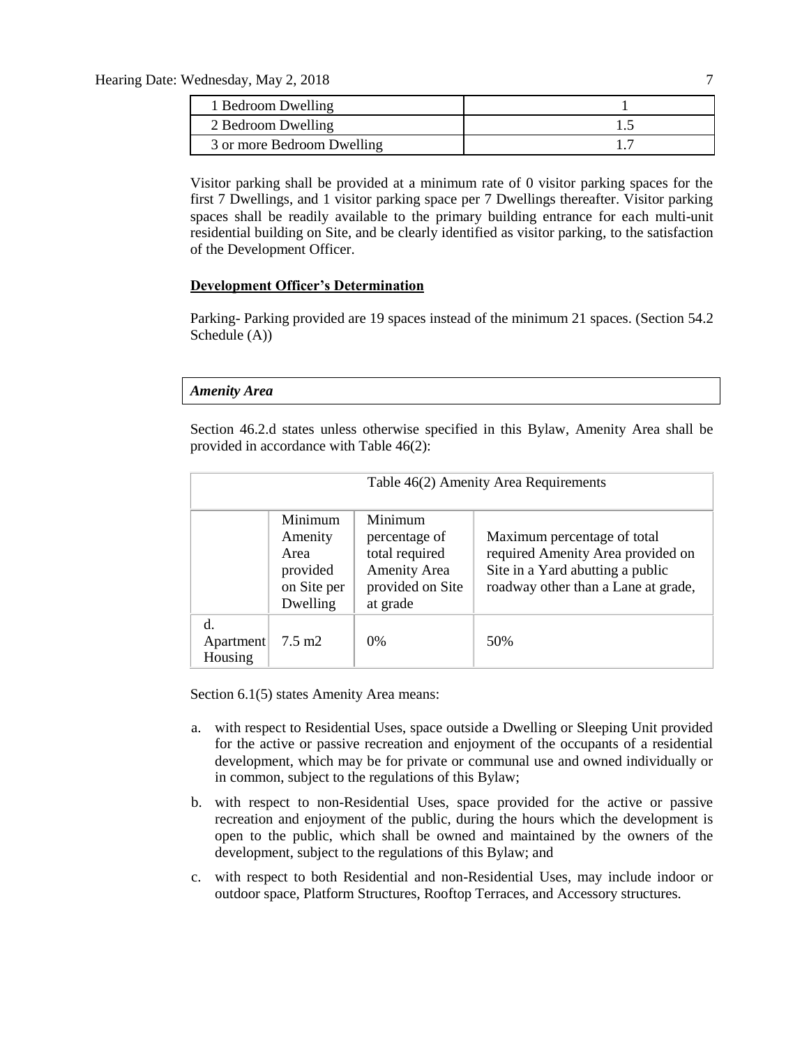| 1 Bedroom Dwelling | 1 |
|---|---|
| 2 Bedroom Dwelling | 1.5 |
| 3 or more Bedroom Dwelling | 1.7 |

Visitor parking shall be provided at a minimum rate of 0 visitor parking spaces for the first 7 Dwellings, and 1 visitor parking space per 7 Dwellings thereafter. Visitor parking spaces shall be readily available to the primary building entrance for each multi-unit residential building on Site, and be clearly identified as visitor parking, to the satisfaction of the Development Officer.

**Development Officer's Determination**

Parking- Parking provided are 19 spaces instead of the minimum 21 spaces. (Section 54.2 Schedule (A))

***Amenity Area***

Section 46.2.d states unless otherwise specified in this Bylaw, Amenity Area shall be provided in accordance with Table 46(2):

| Table 46(2) Amenity Area Requirements | | | |
|---|---|---|---|
| | Minimum Amenity Area provided on Site per Dwelling | Minimum percentage of total required Amenity Area provided on Site at grade | Maximum percentage of total required Amenity Area provided on Site in a Yard abutting a public roadway other than a Lane at grade, |
| d. Apartment Housing | 7.5 m2 | 0% | 50% |

Section 6.1(5) states Amenity Area means:

a. with respect to Residential Uses, space outside a Dwelling or Sleeping Unit provided for the active or passive recreation and enjoyment of the occupants of a residential development, which may be for private or communal use and owned individually or in common, subject to the regulations of this Bylaw;

b. with respect to non-Residential Uses, space provided for the active or passive recreation and enjoyment of the public, during the hours which the development is open to the public, which shall be owned and maintained by the owners of the development, subject to the regulations of this Bylaw; and

c. with respect to both Residential and non-Residential Uses, may include indoor or outdoor space, Platform Structures, Rooftop Terraces, and Accessory structures.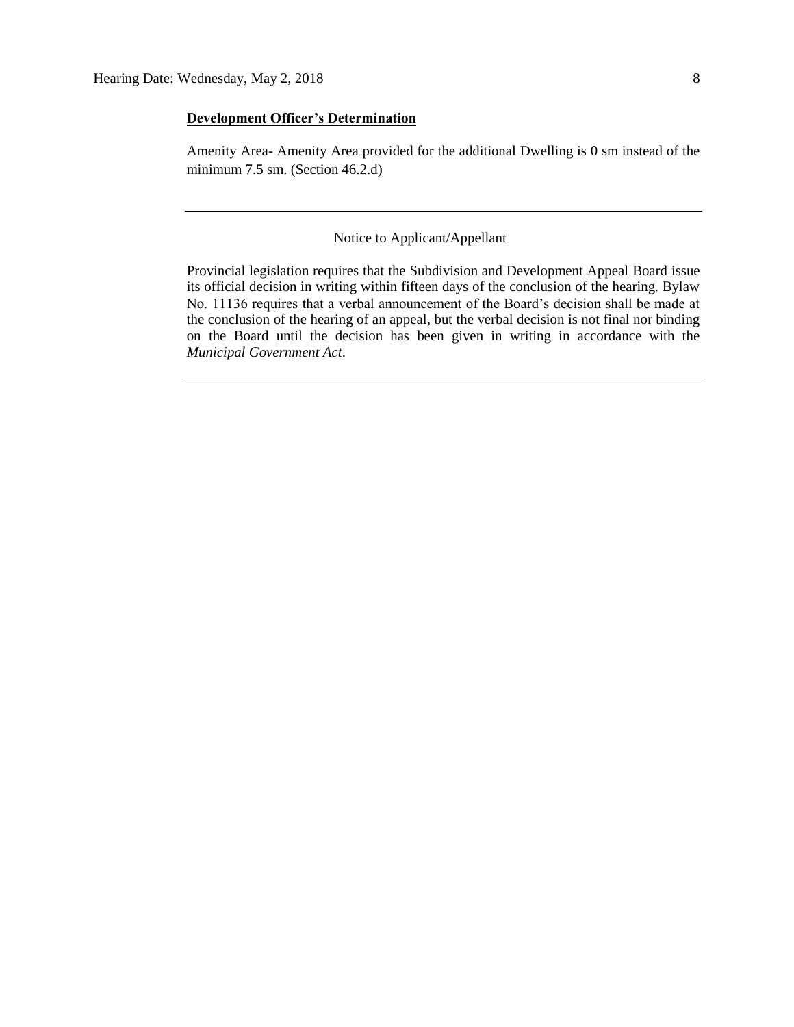**Development Officer's Determination**

Amenity Area- Amenity Area provided for the additional Dwelling is 0 sm instead of the minimum 7.5 sm. (Section 46.2.d)

---

Notice to Applicant/Appellant

Provincial legislation requires that the Subdivision and Development Appeal Board issue its official decision in writing within fifteen days of the conclusion of the hearing. Bylaw No. 11136 requires that a verbal announcement of the Board's decision shall be made at the conclusion of the hearing of an appeal, but the verbal decision is not final nor binding on the Board until the decision has been given in writing in accordance with the *Municipal Government Act*.

---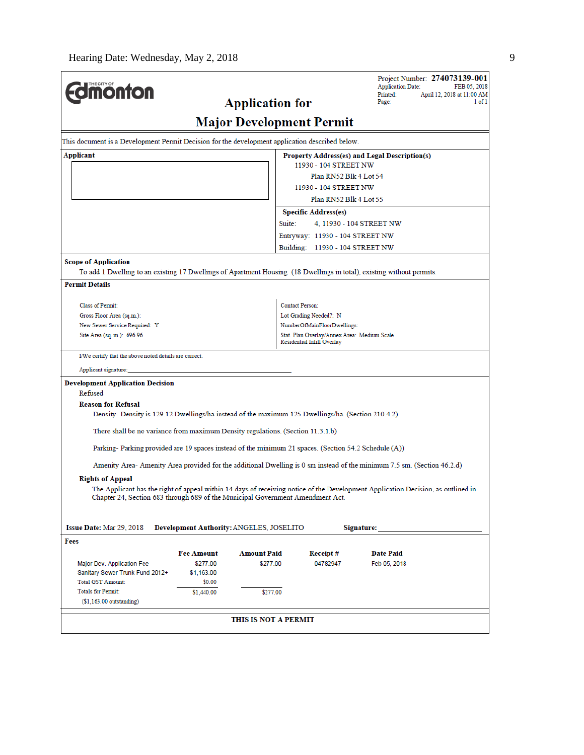Hearing Date: Wednesday, May 2, 2018

**THE CITY OF Edmonton**

Project Number: **274073139-001**
Application Date: FEB 05, 2018
Printed: April 12, 2018 at 11:00 AM
Page: 1 of 1

# Application for Major Development Permit

This document is a Development Permit Decision for the development application described below.

**Applicant**

**Property Address(es) and Legal Description(s)**

11930 - 104 STREET NW
Plan RN52 Blk 4 Lot 54

11930 - 104 STREET NW
Plan RN52 Blk 4 Lot 55

**Specific Address(es)**

Suite: 4, 11930 - 104 STREET NW
Entryway: 11930 - 104 STREET NW
Building: 11930 - 104 STREET NW

**Scope of Application**

To add 1 Dwelling to an existing 17 Dwellings of Apartment Housing (18 Dwellings in total), existing without permits.

**Permit Details**

| | |
|---|---|
| Class of Permit: | Contact Person: |
| Gross Floor Area (sq.m.): | Lot Grading Needed?: N |
| New Sewer Service Required: Y | NumberOfMainFloorDwellings: |
| Site Area (sq. m.): 696.96 | Stat. Plan Overlay/Annex Area: Medium Scale Residential Infill Overlay |

I/We certify that the above noted details are correct.

Applicant signature: ____________________

**Development Application Decision**

Refused

**Reason for Refusal**

Density- Density is 129.12 Dwellings/ha instead of the maximum 125 Dwellings/ha. (Section 210.4.2)

There shall be no variance from maximum Density regulations. (Section 11.3.1.b)

Parking- Parking provided are 19 spaces instead of the minimum 21 spaces. (Section 54.2 Schedule (A))

Amenity Area- Amenity Area provided for the additional Dwelling is 0 sm instead of the minimum 7.5 sm. (Section 46.2.d)

**Rights of Appeal**

The Applicant has the right of appeal within 14 days of receiving notice of the Development Application Decision, as outlined in Chapter 24, Section 683 through 689 of the Municipal Government Amendment Act.

**Issue Date:** Mar 29, 2018 **Development Authority:** ANGELES, JOSELITO **Signature:** ____________________

**Fees**

| | Fee Amount | Amount Paid | Receipt # | Date Paid |
|---|---|---|---|---|
| Major Dev. Application Fee | $277.00 | $277.00 | 04782947 | Feb 05, 2018 |
| Sanitary Sewer Trunk Fund 2012+ | $1,163.00 | | | |
| Total GST Amount: | $0.00 | | | |
| Totals for Permit: | $1,440.00 | $277.00 | | |
| ($1,163.00 outstanding) | | | | |

**THIS IS NOT A PERMIT**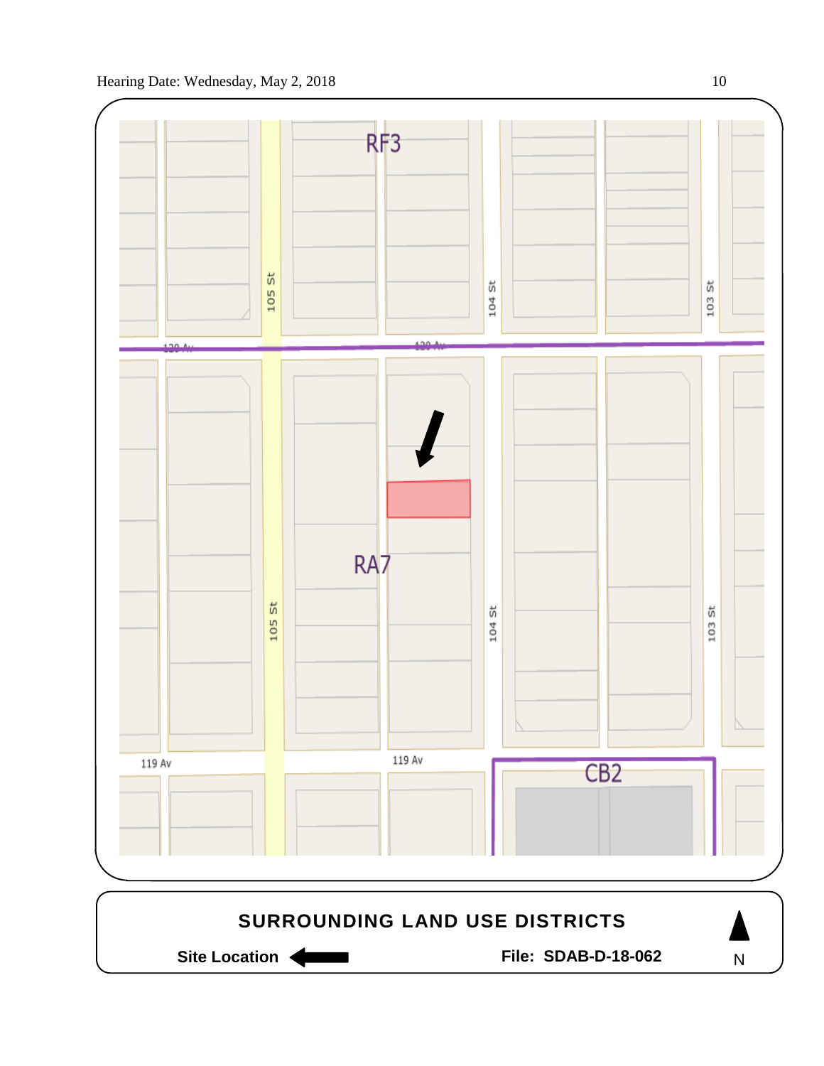RF3

105 St

104 St

103 St

120 Av

RA7

119 Av

CB2

**SURROUNDING LAND USE DISTRICTS**

**Site Location** ←

**File: SDAB-D-18-062**

N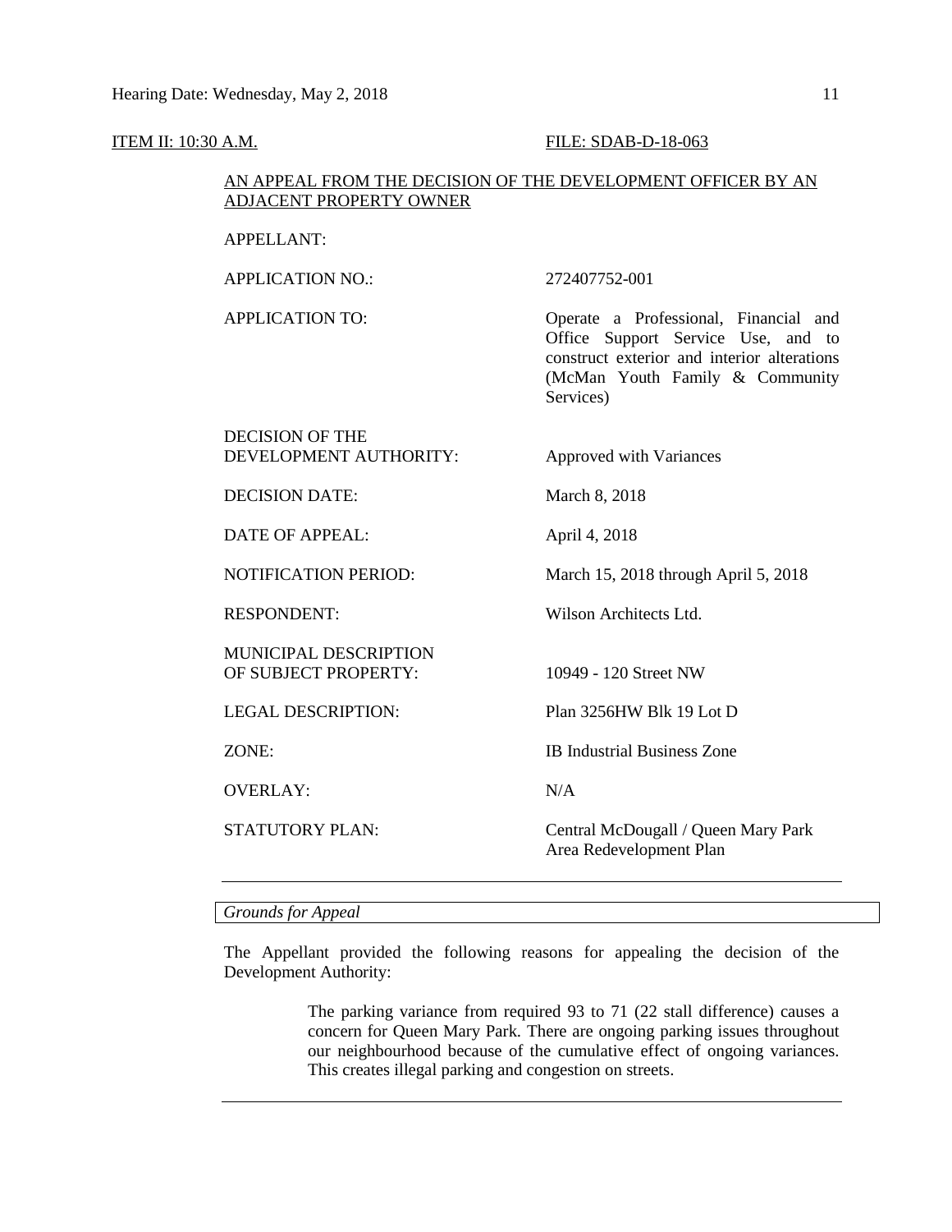ITEM II: 10:30 A.M. FILE: SDAB-D-18-063

AN APPEAL FROM THE DECISION OF THE DEVELOPMENT OFFICER BY AN ADJACENT PROPERTY OWNER

| | |
|---|---|
| APPELLANT: | |
| APPLICATION NO.: | 272407752-001 |
| APPLICATION TO: | Operate a Professional, Financial and Office Support Service Use, and to construct exterior and interior alterations (McMan Youth Family & Community Services) |
| DECISION OF THE DEVELOPMENT AUTHORITY: | Approved with Variances |
| DECISION DATE: | March 8, 2018 |
| DATE OF APPEAL: | April 4, 2018 |
| NOTIFICATION PERIOD: | March 15, 2018 through April 5, 2018 |
| RESPONDENT: | Wilson Architects Ltd. |
| MUNICIPAL DESCRIPTION OF SUBJECT PROPERTY: | 10949 - 120 Street NW |
| LEGAL DESCRIPTION: | Plan 3256HW Blk 19 Lot D |
| ZONE: | IB Industrial Business Zone |
| OVERLAY: | N/A |
| STATUTORY PLAN: | Central McDougall / Queen Mary Park Area Redevelopment Plan |

---

*Grounds for Appeal*

The Appellant provided the following reasons for appealing the decision of the Development Authority:

> The parking variance from required 93 to 71 (22 stall difference) causes a concern for Queen Mary Park. There are ongoing parking issues throughout our neighbourhood because of the cumulative effect of ongoing variances. This creates illegal parking and congestion on streets.

---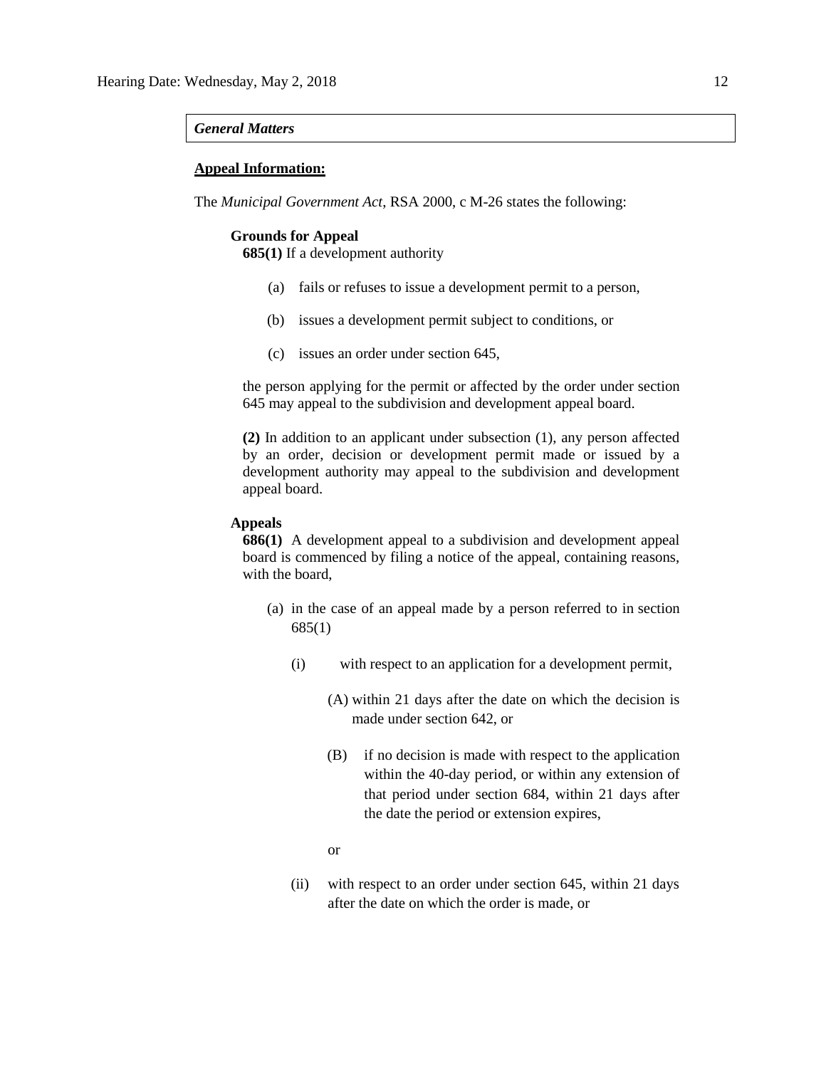*General Matters*

**Appeal Information:**

The *Municipal Government Act*, RSA 2000, c M-26 states the following:

**Grounds for Appeal**

**685(1)** If a development authority

(a) fails or refuses to issue a development permit to a person,

(b) issues a development permit subject to conditions, or

(c) issues an order under section 645,

the person applying for the permit or affected by the order under section 645 may appeal to the subdivision and development appeal board.

**(2)** In addition to an applicant under subsection (1), any person affected by an order, decision or development permit made or issued by a development authority may appeal to the subdivision and development appeal board.

**Appeals**

**686(1)** A development appeal to a subdivision and development appeal board is commenced by filing a notice of the appeal, containing reasons, with the board,

(a) in the case of an appeal made by a person referred to in section 685(1)

(i) with respect to an application for a development permit,

(A) within 21 days after the date on which the decision is made under section 642, or

(B) if no decision is made with respect to the application within the 40-day period, or within any extension of that period under section 684, within 21 days after the date the period or extension expires,

or

(ii) with respect to an order under section 645, within 21 days after the date on which the order is made, or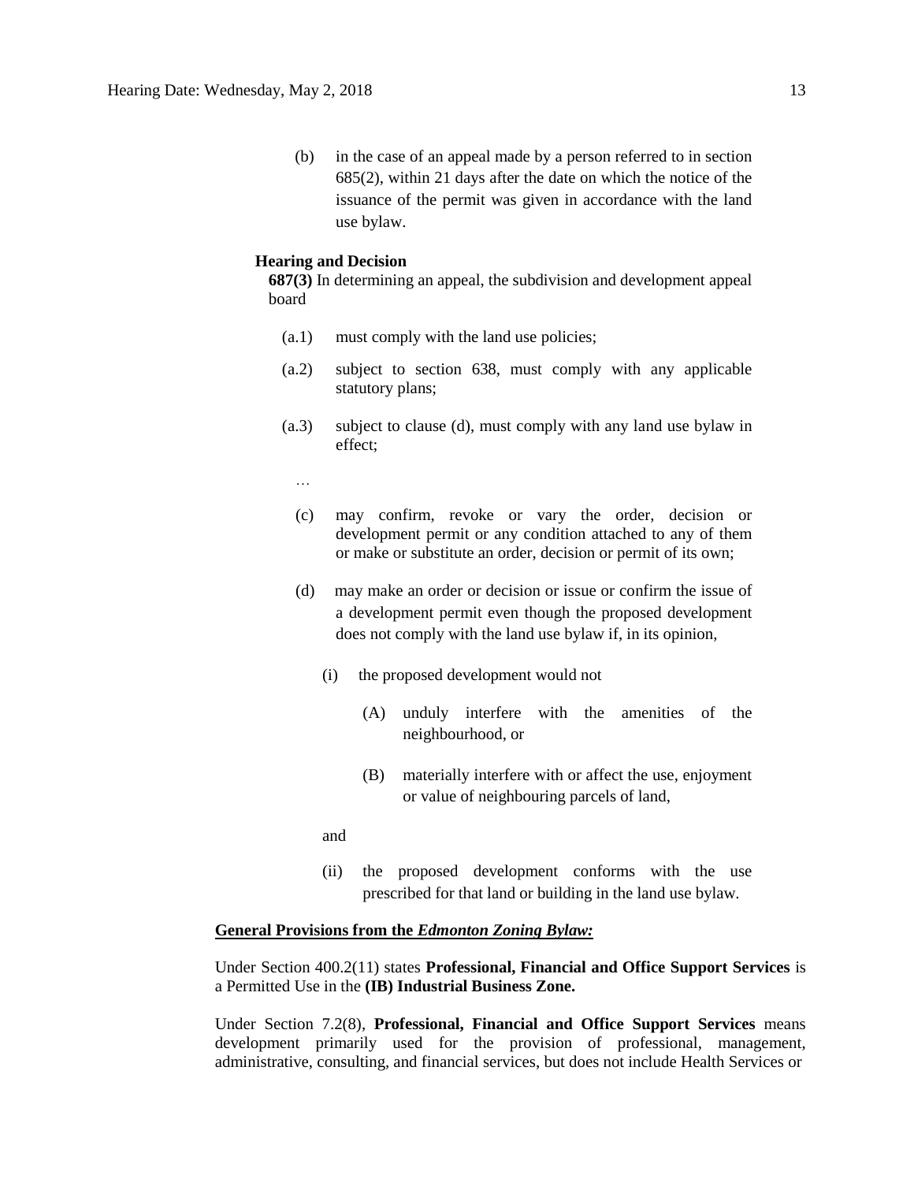(b) in the case of an appeal made by a person referred to in section 685(2), within 21 days after the date on which the notice of the issuance of the permit was given in accordance with the land use bylaw.

**Hearing and Decision**

**687(3)** In determining an appeal, the subdivision and development appeal board

(a.1) must comply with the land use policies;

(a.2) subject to section 638, must comply with any applicable statutory plans;

(a.3) subject to clause (d), must comply with any land use bylaw in effect;

…

(c) may confirm, revoke or vary the order, decision or development permit or any condition attached to any of them or make or substitute an order, decision or permit of its own;

(d) may make an order or decision or issue or confirm the issue of a development permit even though the proposed development does not comply with the land use bylaw if, in its opinion,

(i) the proposed development would not

(A) unduly interfere with the amenities of the neighbourhood, or

(B) materially interfere with or affect the use, enjoyment or value of neighbouring parcels of land,

and

(ii) the proposed development conforms with the use prescribed for that land or building in the land use bylaw.

**General Provisions from the _Edmonton Zoning Bylaw:_**

Under Section 400.2(11) states **Professional, Financial and Office Support Services** is a Permitted Use in the **(IB) Industrial Business Zone.**

Under Section 7.2(8), **Professional, Financial and Office Support Services** means development primarily used for the provision of professional, management, administrative, consulting, and financial services, but does not include Health Services or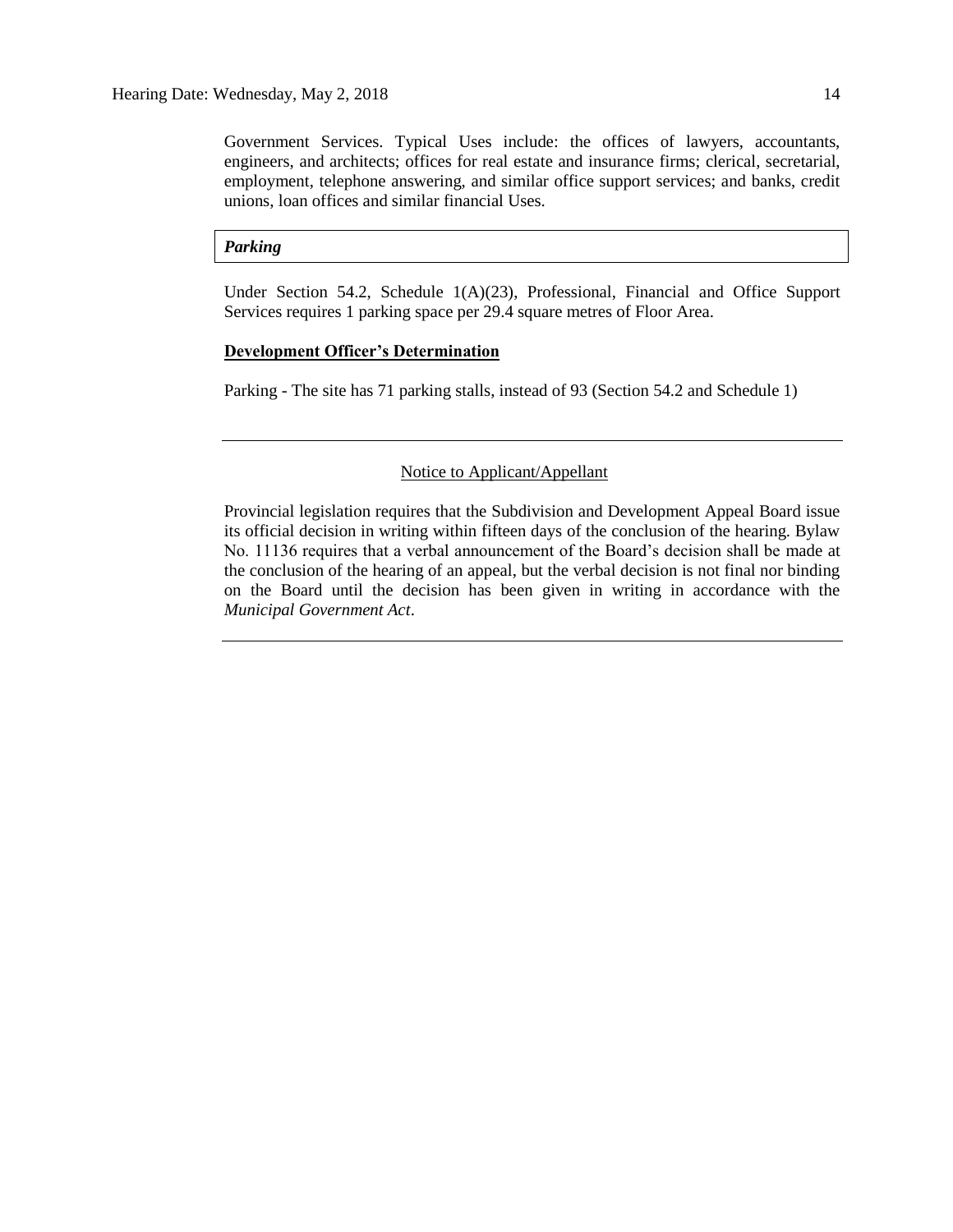Government Services. Typical Uses include: the offices of lawyers, accountants, engineers, and architects; offices for real estate and insurance firms; clerical, secretarial, employment, telephone answering, and similar office support services; and banks, credit unions, loan offices and similar financial Uses.

***Parking***

Under Section 54.2, Schedule 1(A)(23), Professional, Financial and Office Support Services requires 1 parking space per 29.4 square metres of Floor Area.

**Development Officer's Determination**

Parking - The site has 71 parking stalls, instead of 93 (Section 54.2 and Schedule 1)

---

Notice to Applicant/Appellant

Provincial legislation requires that the Subdivision and Development Appeal Board issue its official decision in writing within fifteen days of the conclusion of the hearing. Bylaw No. 11136 requires that a verbal announcement of the Board's decision shall be made at the conclusion of the hearing of an appeal, but the verbal decision is not final nor binding on the Board until the decision has been given in writing in accordance with the *Municipal Government Act*.

---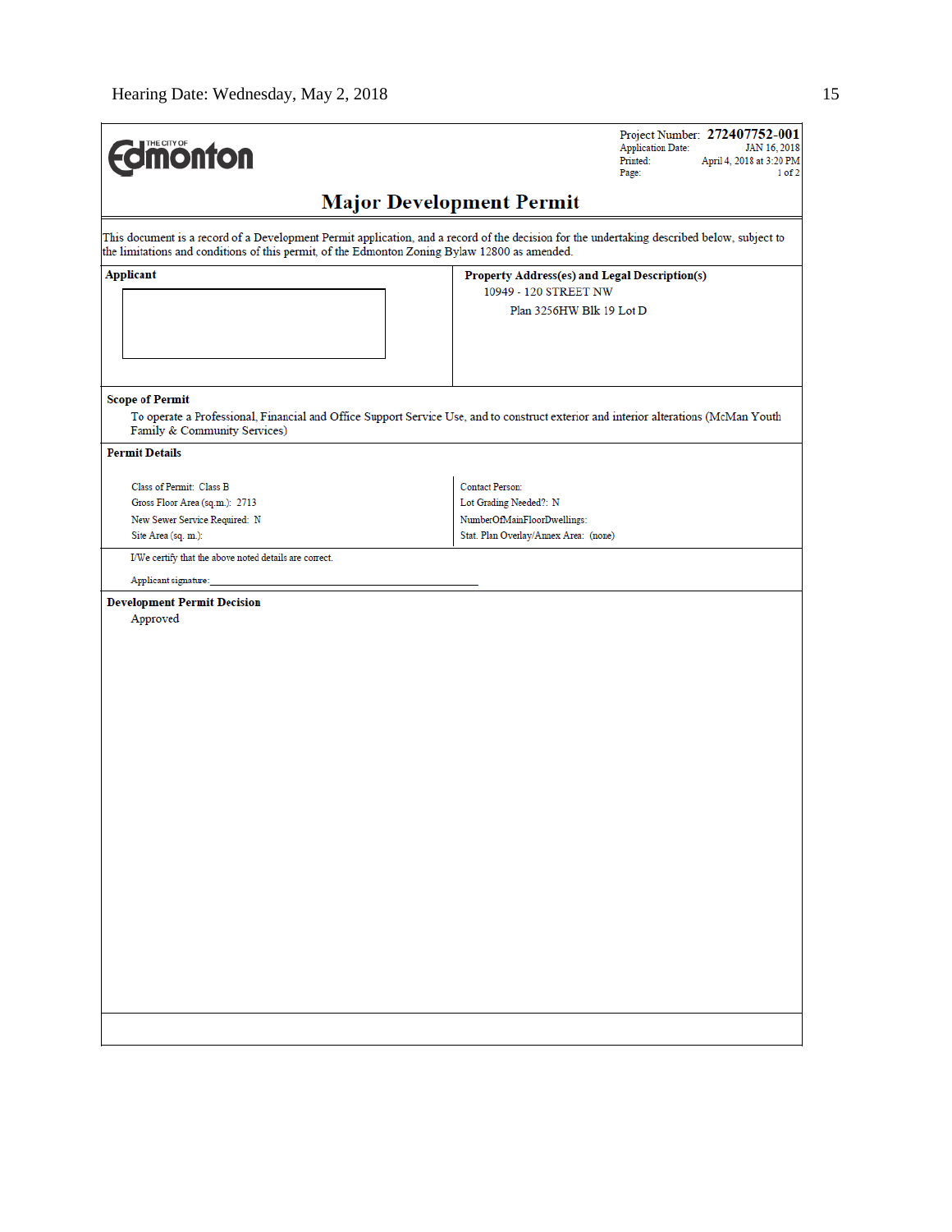THE CITY OF Edmonton

Project Number: **272407752-001**
Application Date: JAN 16, 2018
Printed: April 4, 2018 at 3:20 PM
Page: 1 of 2

## Major Development Permit

This document is a record of a Development Permit application, and a record of the decision for the undertaking described below, subject to the limitations and conditions of this permit, of the Edmonton Zoning Bylaw 12800 as amended.

| **Applicant** | **Property Address(es) and Legal Description(s)** |
| --- | --- |
| | 10949 - 120 STREET NW<br>Plan 3256HW Blk 19 Lot D |

**Scope of Permit**

To operate a Professional, Financial and Office Support Service Use, and to construct exterior and interior alterations (McMan Youth Family & Community Services)

**Permit Details**

| | |
| --- | --- |
| Class of Permit: Class B | Contact Person: |
| Gross Floor Area (sq.m.): 2713 | Lot Grading Needed?: N |
| New Sewer Service Required: N | NumberOfMainFloorDwellings: |
| Site Area (sq. m.): | Stat. Plan Overlay/Annex Area: (none) |

I/We certify that the above noted details are correct.

Applicant signature: ______________________________

**Development Permit Decision**

Approved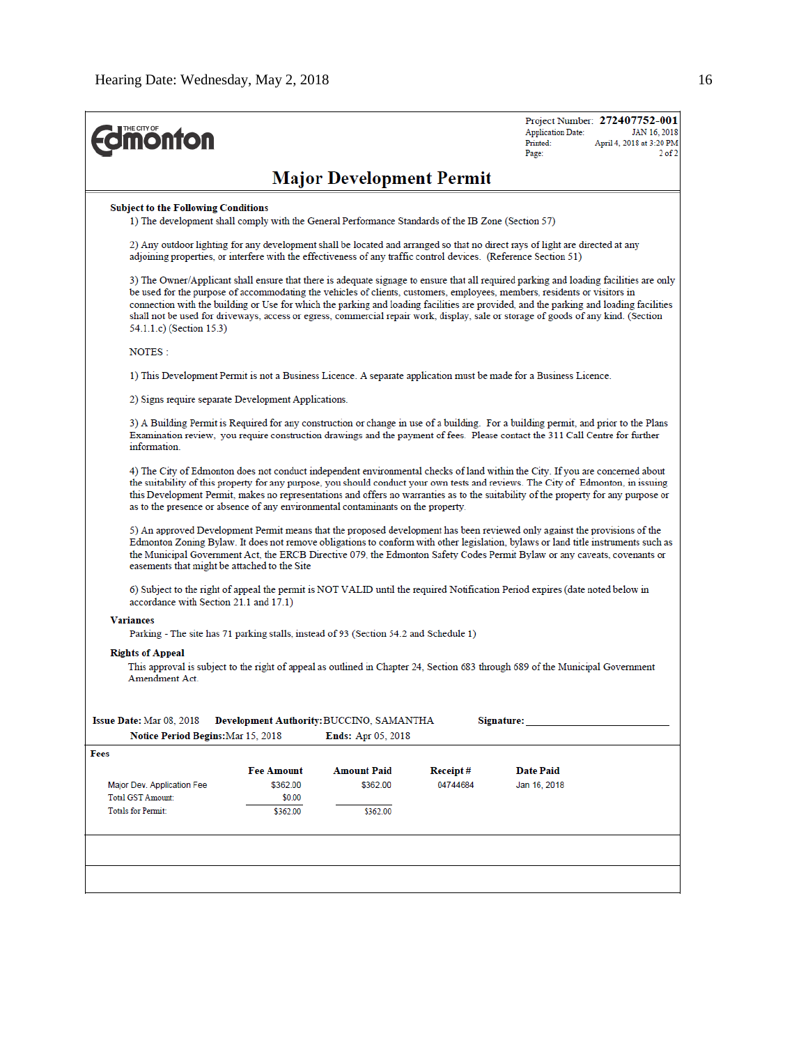THE CITY OF Edmonton

Project Number: **272407752-001**
Application Date: JAN 16, 2018
Printed: April 4, 2018 at 3:20 PM
Page: 2 of 2

# Major Development Permit

**Subject to the Following Conditions**

1) The development shall comply with the General Performance Standards of the IB Zone (Section 57)

2) Any outdoor lighting for any development shall be located and arranged so that no direct rays of light are directed at any adjoining properties, or interfere with the effectiveness of any traffic control devices. (Reference Section 51)

3) The Owner/Applicant shall ensure that there is adequate signage to ensure that all required parking and loading facilities are only be used for the purpose of accommodating the vehicles of clients, customers, employees, members, residents or visitors in connection with the building or Use for which the parking and loading facilities are provided, and the parking and loading facilities shall not be used for driveways, access or egress, commercial repair work, display, sale or storage of goods of any kind. (Section 54.1.1.c) (Section 15.3)

NOTES :

1) This Development Permit is not a Business Licence. A separate application must be made for a Business Licence.

2) Signs require separate Development Applications.

3) A Building Permit is Required for any construction or change in use of a building. For a building permit, and prior to the Plans Examination review, you require construction drawings and the payment of fees. Please contact the 311 Call Centre for further information.

4) The City of Edmonton does not conduct independent environmental checks of land within the City. If you are concerned about the suitability of this property for any purpose, you should conduct your own tests and reviews. The City of Edmonton, in issuing this Development Permit, makes no representations and offers no warranties as to the suitability of the property for any purpose or as to the presence or absence of any environmental contaminants on the property.

5) An approved Development Permit means that the proposed development has been reviewed only against the provisions of the Edmonton Zoning Bylaw. It does not remove obligations to conform with other legislation, bylaws or land title instruments such as the Municipal Government Act, the ERCB Directive 079, the Edmonton Safety Codes Permit Bylaw or any caveats, covenants or easements that might be attached to the Site

6) Subject to the right of appeal the permit is NOT VALID until the required Notification Period expires (date noted below in accordance with Section 21.1 and 17.1)

**Variances**

Parking - The site has 71 parking stalls, instead of 93 (Section 54.2 and Schedule 1)

**Rights of Appeal**

This approval is subject to the right of appeal as outlined in Chapter 24, Section 683 through 689 of the Municipal Government Amendment Act.

**Issue Date:** Mar 08, 2018 **Development Authority:** BUCCINO, SAMANTHA **Signature:** ____________________

**Notice Period Begins:** Mar 15, 2018 **Ends:** Apr 05, 2018

**Fees**

| | Fee Amount | Amount Paid | Receipt # | Date Paid |
|---|---|---|---|---|
| Major Dev. Application Fee | $362.00 | $362.00 | 04744684 | Jan 16, 2018 |
| Total GST Amount: | $0.00 | | | |
| Totals for Permit: | $362.00 | $362.00 | | |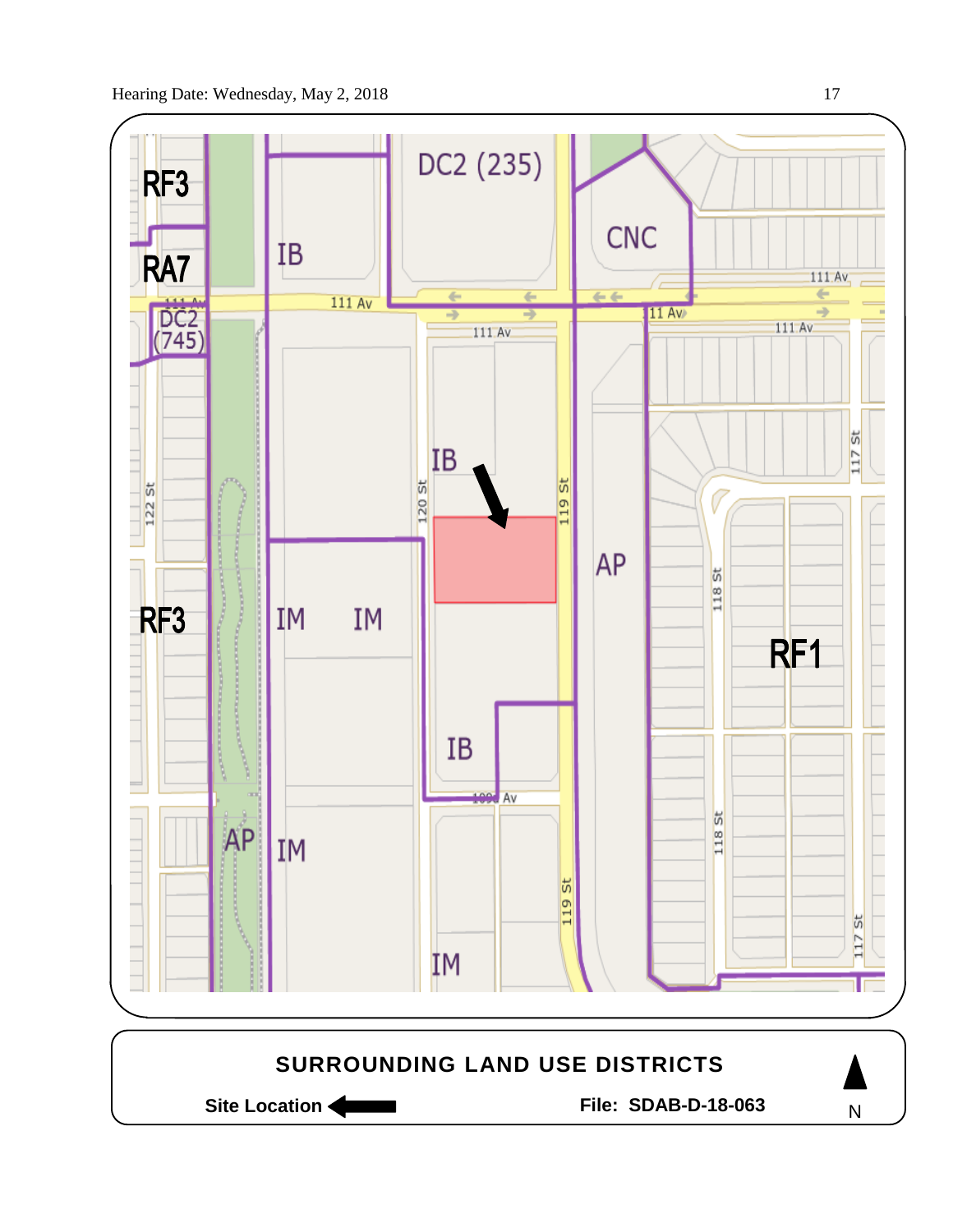RF3

RA7

DC2 (745)

IB

DC2 (235)

CNC

111 Av

111 Av

111 Av

111 Av

111 Av

IB

122 St

120 St

119 St

AP

118 St

117 St

RF3

IM

IM

RF1

IB

109A Av

AP

IM

IM

119 St

118 St

117 St

**SURROUNDING LAND USE DISTRICTS**

**Site Location** ←

**File: SDAB-D-18-063**

N